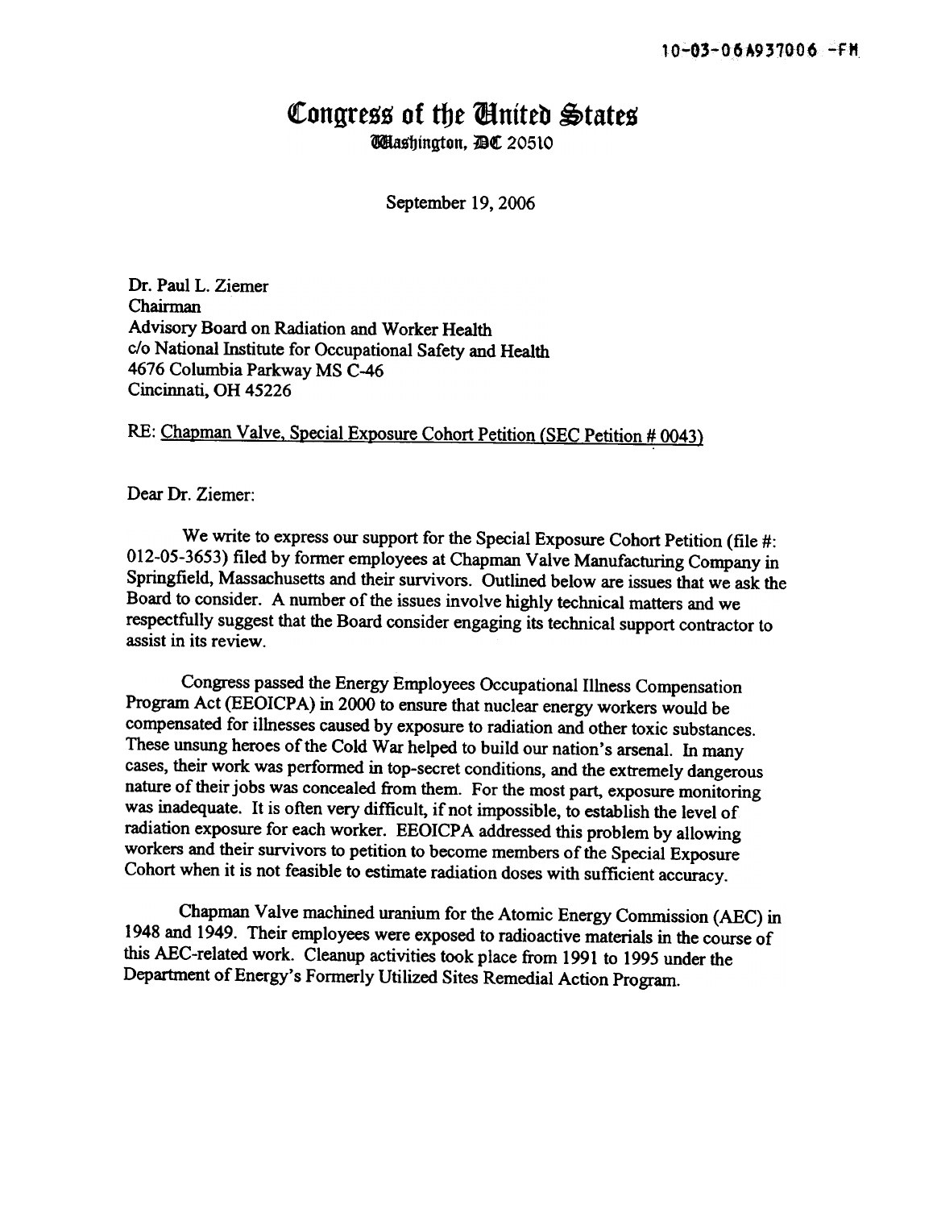10-03-06A937006 -FM

# Congress of the United States

Washington, DC 20510

September 19, 2006

Dr. Paul L. Ziemer
Chairman
Advisory Board on Radiation and Worker Health
c/o National Institute for Occupational Safety and Health
4676 Columbia Parkway MS C-46
Cincinnati, OH 45226

RE: Chapman Valve, Special Exposure Cohort Petition (SEC Petition # 0043)

Dear Dr. Ziemer:

We write to express our support for the Special Exposure Cohort Petition (file #: 012-05-3653) filed by former employees at Chapman Valve Manufacturing Company in Springfield, Massachusetts and their survivors. Outlined below are issues that we ask the Board to consider. A number of the issues involve highly technical matters and we respectfully suggest that the Board consider engaging its technical support contractor to assist in its review.

Congress passed the Energy Employees Occupational Illness Compensation Program Act (EEOICPA) in 2000 to ensure that nuclear energy workers would be compensated for illnesses caused by exposure to radiation and other toxic substances. These unsung heroes of the Cold War helped to build our nation's arsenal. In many cases, their work was performed in top-secret conditions, and the extremely dangerous nature of their jobs was concealed from them. For the most part, exposure monitoring was inadequate. It is often very difficult, if not impossible, to establish the level of radiation exposure for each worker. EEOICPA addressed this problem by allowing workers and their survivors to petition to become members of the Special Exposure Cohort when it is not feasible to estimate radiation doses with sufficient accuracy.

Chapman Valve machined uranium for the Atomic Energy Commission (AEC) in 1948 and 1949. Their employees were exposed to radioactive materials in the course of this AEC-related work. Cleanup activities took place from 1991 to 1995 under the Department of Energy's Formerly Utilized Sites Remedial Action Program.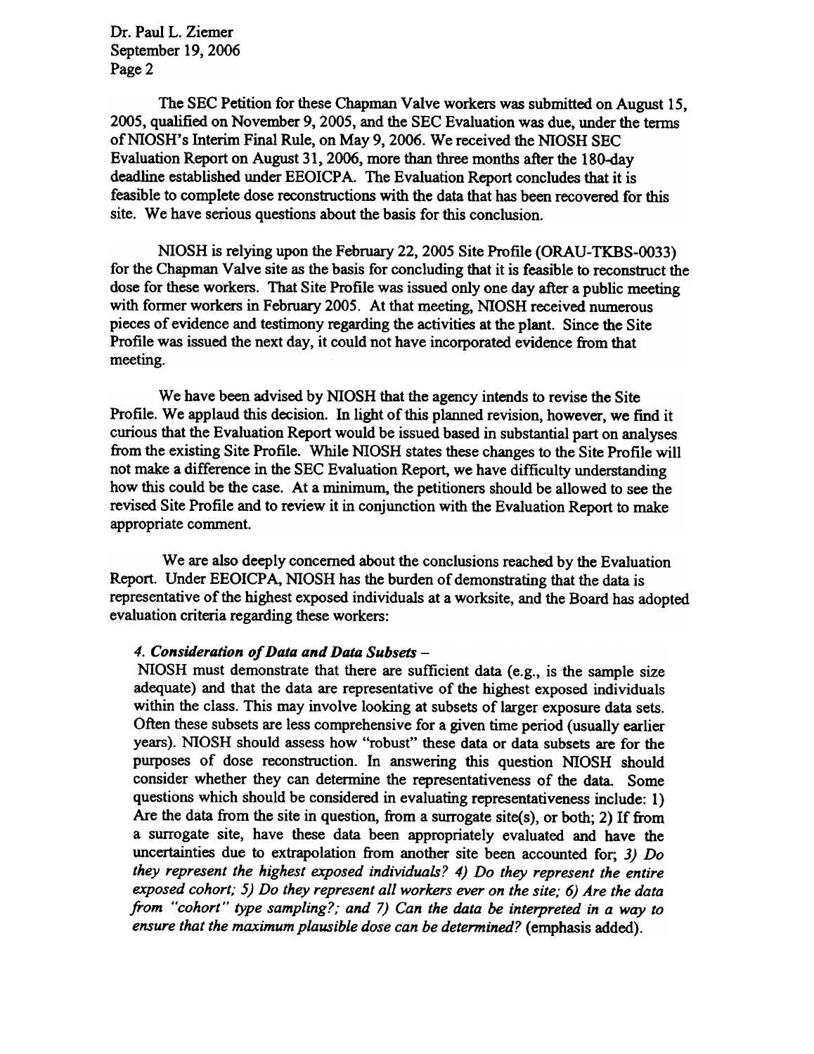The SEC Petition for these Chapman Valve workers was submitted on August 15, 2005, qualified on November 9, 2005, and the SEC Evaluation was due, under the terms of NIOSH's Interim Final Rule, on May 9, 2006. We received the NIOSH SEC Evaluation Report on August 31, 2006, more than three months after the 180-day deadline established under EEOICPA. The Evaluation Report concludes that it is feasible to complete dose reconstructions with the data that has been recovered for this site. We have serious questions about the basis for this conclusion.

NIOSH is relying upon the February 22, 2005 Site Profile (ORAU-TKBS-0033) for the Chapman Valve site as the basis for concluding that it is feasible to reconstruct the dose for these workers. That Site Profile was issued only one day after a public meeting with former workers in February 2005. At that meeting, NIOSH received numerous pieces of evidence and testimony regarding the activities at the plant. Since the Site Profile was issued the next day, it could not have incorporated evidence from that meeting.

We have been advised by NIOSH that the agency intends to revise the Site Profile. We applaud this decision. In light of this planned revision, however, we find it curious that the Evaluation Report would be issued based in substantial part on analyses from the existing Site Profile. While NIOSH states these changes to the Site Profile will not make a difference in the SEC Evaluation Report, we have difficulty understanding how this could be the case. At a minimum, the petitioners should be allowed to see the revised Site Profile and to review it in conjunction with the Evaluation Report to make appropriate comment.

We are also deeply concerned about the conclusions reached by the Evaluation Report. Under EEOICPA, NIOSH has the burden of demonstrating that the data is representative of the highest exposed individuals at a worksite, and the Board has adopted evaluation criteria regarding these workers:

> ***4. Consideration of Data and Data Subsets –***
> NIOSH must demonstrate that there are sufficient data (e.g., is the sample size adequate) and that the data are representative of the highest exposed individuals within the class. This may involve looking at subsets of larger exposure data sets. Often these subsets are less comprehensive for a given time period (usually earlier years). NIOSH should assess how "robust" these data or data subsets are for the purposes of dose reconstruction. In answering this question NIOSH should consider whether they can determine the representativeness of the data. Some questions which should be considered in evaluating representativeness include: 1) Are the data from the site in question, from a surrogate site(s), or both; 2) If from a surrogate site, have these data been appropriately evaluated and have the uncertainties due to extrapolation from another site been accounted for; *3) Do they represent the highest exposed individuals? 4) Do they represent the entire exposed cohort; 5) Do they represent all workers ever on the site; 6) Are the data from "cohort" type sampling?; and 7) Can the data be interpreted in a way to ensure that the maximum plausible dose can be determined?* (emphasis added).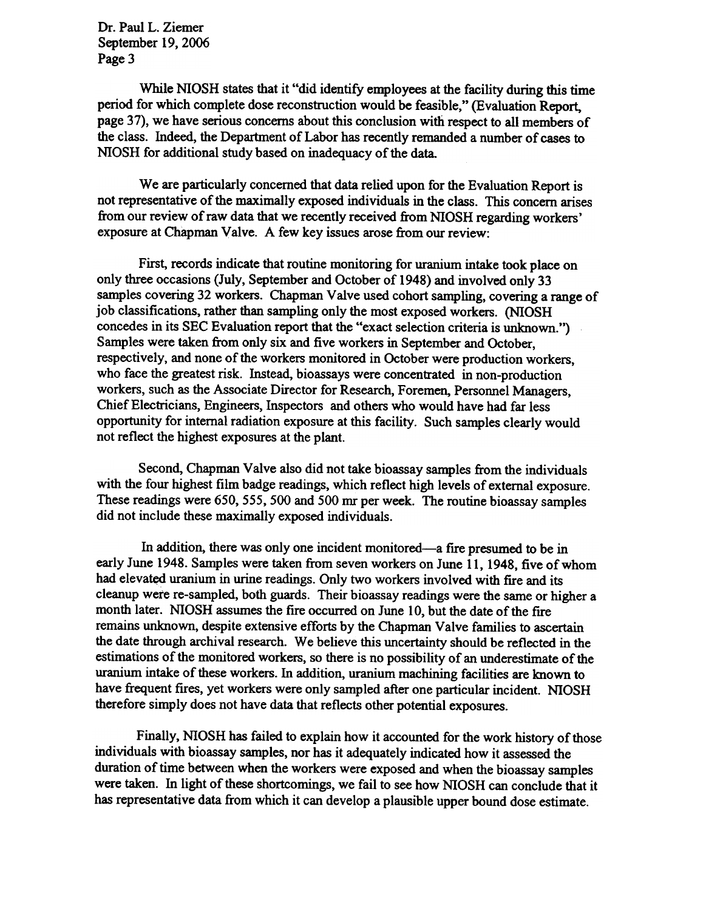While NIOSH states that it "did identify employees at the facility during this time period for which complete dose reconstruction would be feasible," (Evaluation Report, page 37), we have serious concerns about this conclusion with respect to all members of the class. Indeed, the Department of Labor has recently remanded a number of cases to NIOSH for additional study based on inadequacy of the data.

We are particularly concerned that data relied upon for the Evaluation Report is not representative of the maximally exposed individuals in the class. This concern arises from our review of raw data that we recently received from NIOSH regarding workers' exposure at Chapman Valve. A few key issues arose from our review:

First, records indicate that routine monitoring for uranium intake took place on only three occasions (July, September and October of 1948) and involved only 33 samples covering 32 workers. Chapman Valve used cohort sampling, covering a range of job classifications, rather than sampling only the most exposed workers. (NIOSH concedes in its SEC Evaluation report that the "exact selection criteria is unknown.") Samples were taken from only six and five workers in September and October, respectively, and none of the workers monitored in October were production workers, who face the greatest risk. Instead, bioassays were concentrated in non-production workers, such as the Associate Director for Research, Foremen, Personnel Managers, Chief Electricians, Engineers, Inspectors and others who would have had far less opportunity for internal radiation exposure at this facility. Such samples clearly would not reflect the highest exposures at the plant.

Second, Chapman Valve also did not take bioassay samples from the individuals with the four highest film badge readings, which reflect high levels of external exposure. These readings were 650, 555, 500 and 500 mr per week. The routine bioassay samples did not include these maximally exposed individuals.

In addition, there was only one incident monitored—a fire presumed to be in early June 1948. Samples were taken from seven workers on June 11, 1948, five of whom had elevated uranium in urine readings. Only two workers involved with fire and its cleanup were re-sampled, both guards. Their bioassay readings were the same or higher a month later. NIOSH assumes the fire occurred on June 10, but the date of the fire remains unknown, despite extensive efforts by the Chapman Valve families to ascertain the date through archival research. We believe this uncertainty should be reflected in the estimations of the monitored workers, so there is no possibility of an underestimate of the uranium intake of these workers. In addition, uranium machining facilities are known to have frequent fires, yet workers were only sampled after one particular incident. NIOSH therefore simply does not have data that reflects other potential exposures.

Finally, NIOSH has failed to explain how it accounted for the work history of those individuals with bioassay samples, nor has it adequately indicated how it assessed the duration of time between when the workers were exposed and when the bioassay samples were taken. In light of these shortcomings, we fail to see how NIOSH can conclude that it has representative data from which it can develop a plausible upper bound dose estimate.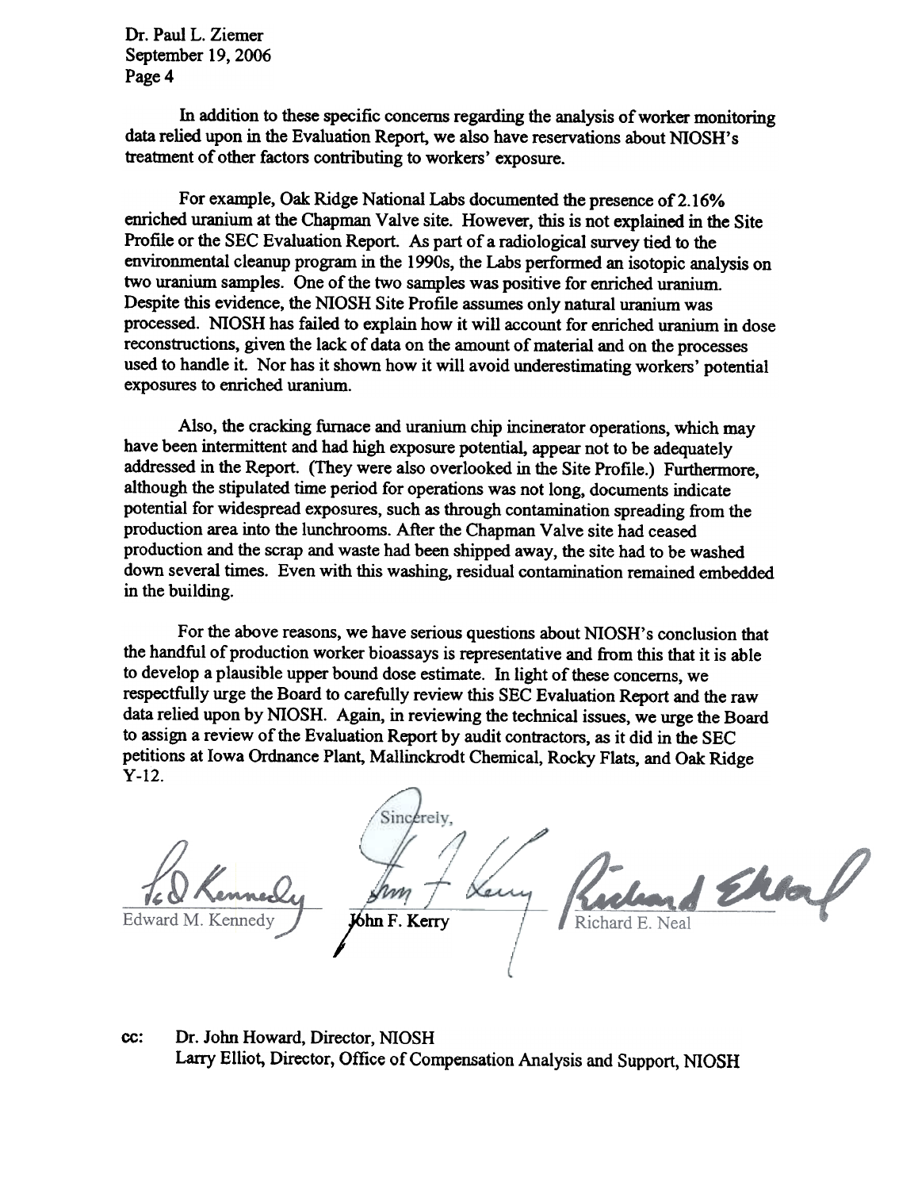Dr. Paul L. Ziemer
September 19, 2006
Page 4

In addition to these specific concerns regarding the analysis of worker monitoring data relied upon in the Evaluation Report, we also have reservations about NIOSH's treatment of other factors contributing to workers' exposure.

For example, Oak Ridge National Labs documented the presence of 2.16% enriched uranium at the Chapman Valve site. However, this is not explained in the Site Profile or the SEC Evaluation Report. As part of a radiological survey tied to the environmental cleanup program in the 1990s, the Labs performed an isotopic analysis on two uranium samples. One of the two samples was positive for enriched uranium. Despite this evidence, the NIOSH Site Profile assumes only natural uranium was processed. NIOSH has failed to explain how it will account for enriched uranium in dose reconstructions, given the lack of data on the amount of material and on the processes used to handle it. Nor has it shown how it will avoid underestimating workers' potential exposures to enriched uranium.

Also, the cracking furnace and uranium chip incinerator operations, which may have been intermittent and had high exposure potential, appear not to be adequately addressed in the Report. (They were also overlooked in the Site Profile.) Furthermore, although the stipulated time period for operations was not long, documents indicate potential for widespread exposures, such as through contamination spreading from the production area into the lunchrooms. After the Chapman Valve site had ceased production and the scrap and waste had been shipped away, the site had to be washed down several times. Even with this washing, residual contamination remained embedded in the building.

For the above reasons, we have serious questions about NIOSH's conclusion that the handful of production worker bioassays is representative and from this that it is able to develop a plausible upper bound dose estimate. In light of these concerns, we respectfully urge the Board to carefully review this SEC Evaluation Report and the raw data relied upon by NIOSH. Again, in reviewing the technical issues, we urge the Board to assign a review of the Evaluation Report by audit contractors, as it did in the SEC petitions at Iowa Ordnance Plant, Mallinckrodt Chemical, Rocky Flats, and Oak Ridge Y-12.

Sincerely,

Edward M. Kennedy

John F. Kerry

Richard E. Neal

cc: Dr. John Howard, Director, NIOSH
Larry Elliot, Director, Office of Compensation Analysis and Support, NIOSH